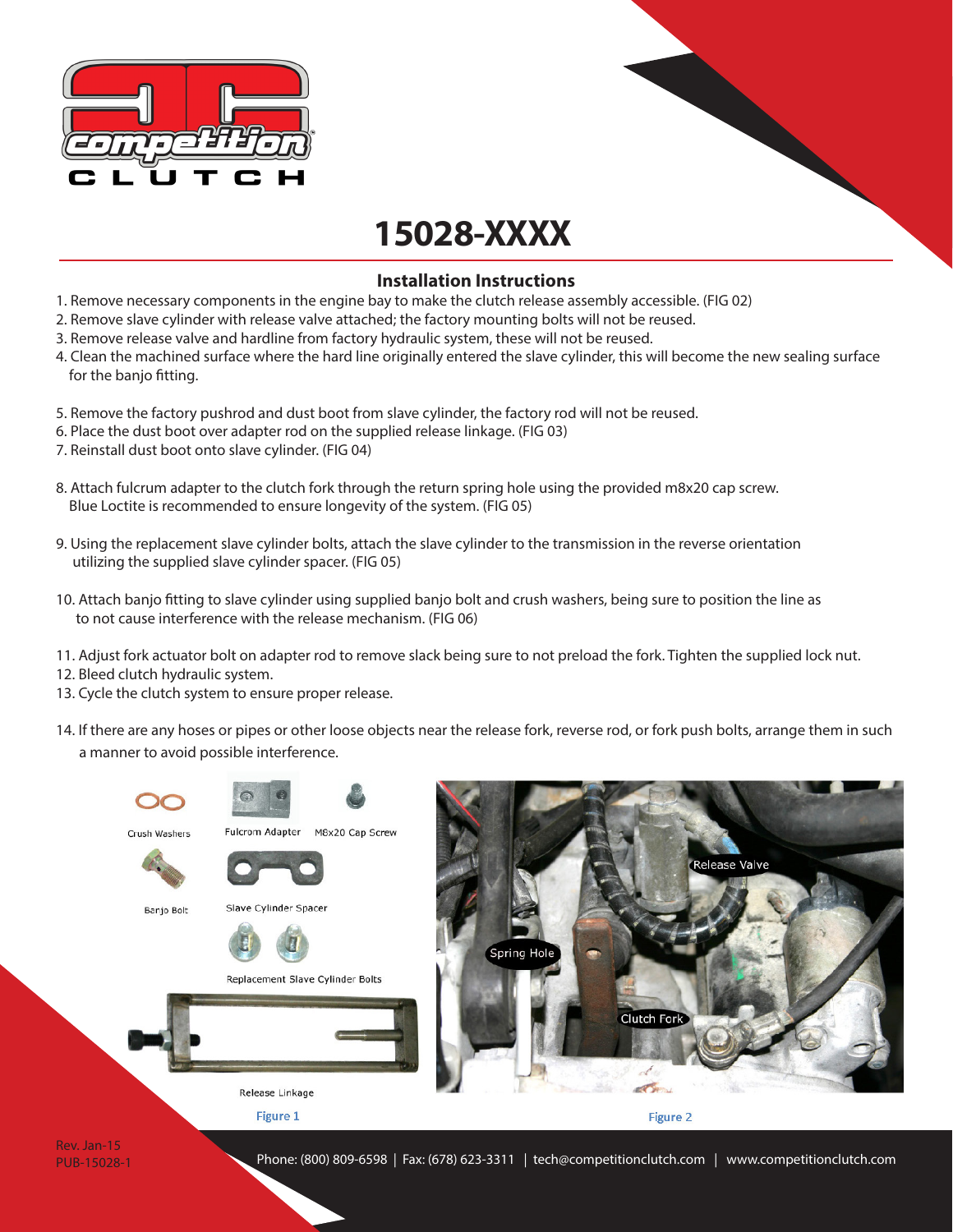# 15028-XXXX

## Installation Instructions

1. Remove necessary components in the engine bay to make the clutch release assembly accessible. (FIG 02)
2. Remove slave cylinder with release valve attached; the factory mounting bolts will not be reused.
3. Remove release valve and hardline from factory hydraulic system, these will not be reused.
4. Clean the machined surface where the hard line originally entered the slave cylinder, this will become the new sealing surface for the banjo fitting.
5. Remove the factory pushrod and dust boot from slave cylinder, the factory rod will not be reused.
6. Place the dust boot over adapter rod on the supplied release linkage. (FIG 03)
7. Reinstall dust boot onto slave cylinder. (FIG 04)
8. Attach fulcrum adapter to the clutch fork through the return spring hole using the provided m8x20 cap screw. Blue Loctite is recommended to ensure longevity of the system. (FIG 05)
9. Using the replacement slave cylinder bolts, attach the slave cylinder to the transmission in the reverse orientation utilizing the supplied slave cylinder spacer. (FIG 05)
10. Attach banjo fitting to slave cylinder using supplied banjo bolt and crush washers, being sure to position the line as to not cause interference with the release mechanism. (FIG 06)
11. Adjust fork actuator bolt on adapter rod to remove slack being sure to not preload the fork. Tighten the supplied lock nut.
12. Bleed clutch hydraulic system.
13. Cycle the clutch system to ensure proper release.
14. If there are any hoses or pipes or other loose objects near the release fork, reverse rod, or fork push bolts, arrange them in such a manner to avoid possible interference.

Crush Washers

Fulcrum Adapter

M8x20 Cap Screw

Banjo Bolt

Slave Cylinder Spacer

Replacement Slave Cylinder Bolts

Release Linkage

Figure 1

Release Valve

Spring Hole

Clutch Fork

Figure 2

Rev. Jan-15
PUB-15028-1

Phone: (800) 809-6598 | Fax: (678) 623-3311 | tech@competitionclutch.com | www.competitionclutch.com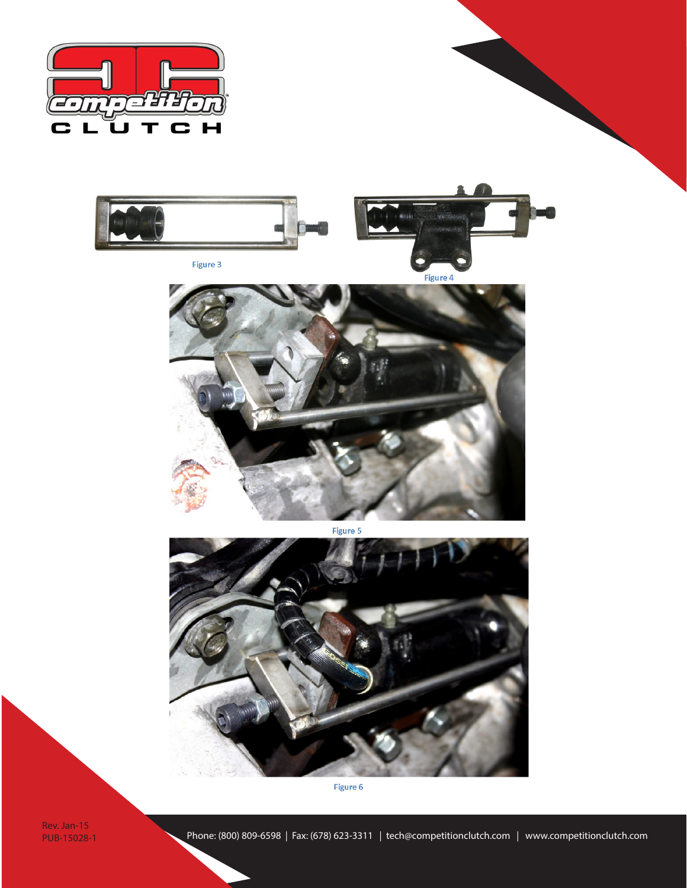Figure 3

Figure 4

Figure 5

Figure 6

Rev. Jan-15
PUB-15028-1

Phone: (800) 809-6598 | Fax: (678) 623-3311 | tech@competitionclutch.com | www.competitionclutch.com